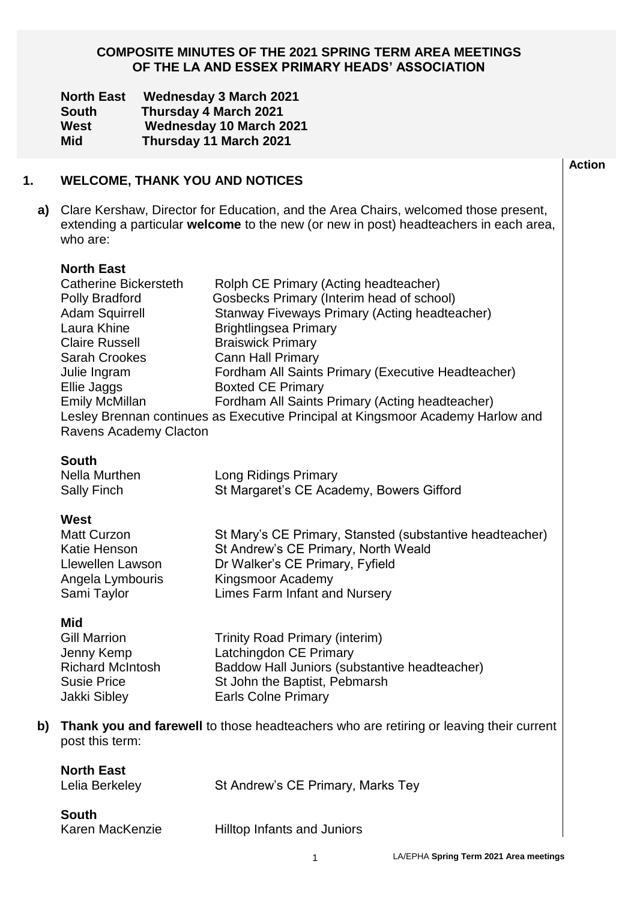# COMPOSITE MINUTES OF THE 2021 SPRING TERM AREA MEETINGS OF THE LA AND ESSEX PRIMARY HEADS' ASSOCIATION

**North East** **Wednesday 3 March 2021**
**South** **Thursday 4 March 2021**
**West** **Wednesday 10 March 2021**
**Mid** **Thursday 11 March 2021**

**Action**

## 1. WELCOME, THANK YOU AND NOTICES

**a)** Clare Kershaw, Director for Education, and the Area Chairs, welcomed those present, extending a particular **welcome** to the new (or new in post) headteachers in each area, who are:

**North East**

| | |
|---|---|
| Catherine Bickersteth | Rolph CE Primary (Acting headteacher) |
| Polly Bradford | Gosbecks Primary (Interim head of school) |
| Adam Squirrell | Stanway Fiveways Primary (Acting headteacher) |
| Laura Khine | Brightlingsea Primary |
| Claire Russell | Braiswick Primary |
| Sarah Crookes | Cann Hall Primary |
| Julie Ingram | Fordham All Saints Primary (Executive Headteacher) |
| Ellie Jaggs | Boxted CE Primary |
| Emily McMillan | Fordham All Saints Primary (Acting headteacher) |

Lesley Brennan continues as Executive Principal at Kingsmoor Academy Harlow and Ravens Academy Clacton

**South**

| | |
|---|---|
| Nella Murthen | Long Ridings Primary |
| Sally Finch | St Margaret's CE Academy, Bowers Gifford |

**West**

| | |
|---|---|
| Matt Curzon | St Mary's CE Primary, Stansted (substantive headteacher) |
| Katie Henson | St Andrew's CE Primary, North Weald |
| Llewellen Lawson | Dr Walker's CE Primary, Fyfield |
| Angela Lymbouris | Kingsmoor Academy |
| Sami Taylor | Limes Farm Infant and Nursery |

**Mid**

| | |
|---|---|
| Gill Marrion | Trinity Road Primary (interim) |
| Jenny Kemp | Latchingdon CE Primary |
| Richard McIntosh | Baddow Hall Juniors (substantive headteacher) |
| Susie Price | St John the Baptist, Pebmarsh |
| Jakki Sibley | Earls Colne Primary |

**b)** **Thank you and farewell** to those headteachers who are retiring or leaving their current post this term:

**North East**

| | |
|---|---|
| Lelia Berkeley | St Andrew's CE Primary, Marks Tey |

**South**

| | |
|---|---|
| Karen MacKenzie | Hilltop Infants and Juniors |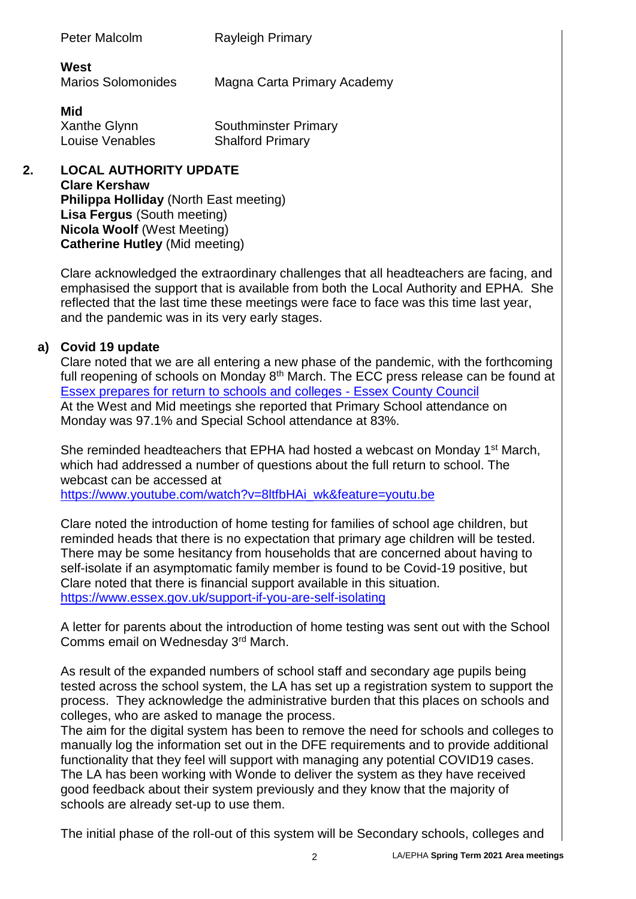Peter Malcolm — Rayleigh Primary

**West**

Marios Solomonides — Magna Carta Primary Academy

**Mid**

Xanthe Glynn — Southminster Primary

Louise Venables — Shalford Primary

## 2. LOCAL AUTHORITY UPDATE

**Clare Kershaw**
**Philippa Holliday** (North East meeting)
**Lisa Fergus** (South meeting)
**Nicola Woolf** (West Meeting)
**Catherine Hutley** (Mid meeting)

Clare acknowledged the extraordinary challenges that all headteachers are facing, and emphasised the support that is available from both the Local Authority and EPHA. She reflected that the last time these meetings were face to face was this time last year, and the pandemic was in its very early stages.

### a) Covid 19 update

Clare noted that we are all entering a new phase of the pandemic, with the forthcoming full reopening of schools on Monday 8th March. The ECC press release can be found at [Essex prepares for return to schools and colleges - Essex County Council](Essex prepares for return to schools and colleges - Essex County Council)
At the West and Mid meetings she reported that Primary School attendance on Monday was 97.1% and Special School attendance at 83%.

She reminded headteachers that EPHA had hosted a webcast on Monday 1st March, which had addressed a number of questions about the full return to school. The webcast can be accessed at
[https://www.youtube.com/watch?v=8ltfbHAi_wk&feature=youtu.be](https://www.youtube.com/watch?v=8ltfbHAi_wk&feature=youtu.be)

Clare noted the introduction of home testing for families of school age children, but reminded heads that there is no expectation that primary age children will be tested. There may be some hesitancy from households that are concerned about having to self-isolate if an asymptomatic family member is found to be Covid-19 positive, but Clare noted that there is financial support available in this situation.
[https://www.essex.gov.uk/support-if-you-are-self-isolating](https://www.essex.gov.uk/support-if-you-are-self-isolating)

A letter for parents about the introduction of home testing was sent out with the School Comms email on Wednesday 3rd March.

As result of the expanded numbers of school staff and secondary age pupils being tested across the school system, the LA has set up a registration system to support the process. They acknowledge the administrative burden that this places on schools and colleges, who are asked to manage the process.
The aim for the digital system has been to remove the need for schools and colleges to manually log the information set out in the DFE requirements and to provide additional functionality that they feel will support with managing any potential COVID19 cases.
The LA has been working with Wonde to deliver the system as they have received good feedback about their system previously and they know that the majority of schools are already set-up to use them.

The initial phase of the roll-out of this system will be Secondary schools, colleges and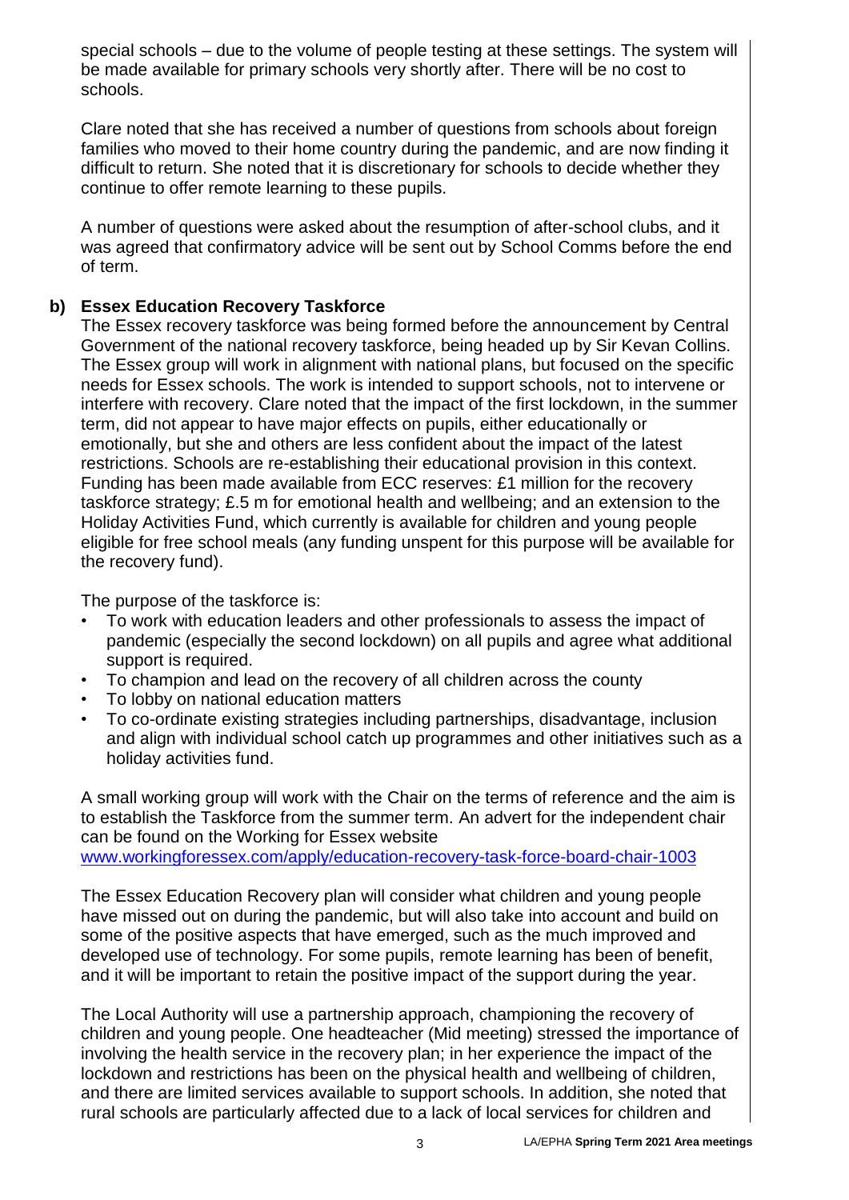special schools – due to the volume of people testing at these settings. The system will be made available for primary schools very shortly after. There will be no cost to schools.

Clare noted that she has received a number of questions from schools about foreign families who moved to their home country during the pandemic, and are now finding it difficult to return. She noted that it is discretionary for schools to decide whether they continue to offer remote learning to these pupils.

A number of questions were asked about the resumption of after-school clubs, and it was agreed that confirmatory advice will be sent out by School Comms before the end of term.

**b) Essex Education Recovery Taskforce**

The Essex recovery taskforce was being formed before the announcement by Central Government of the national recovery taskforce, being headed up by Sir Kevan Collins. The Essex group will work in alignment with national plans, but focused on the specific needs for Essex schools. The work is intended to support schools, not to intervene or interfere with recovery. Clare noted that the impact of the first lockdown, in the summer term, did not appear to have major effects on pupils, either educationally or emotionally, but she and others are less confident about the impact of the latest restrictions. Schools are re-establishing their educational provision in this context. Funding has been made available from ECC reserves: £1 million for the recovery taskforce strategy; £.5 m for emotional health and wellbeing; and an extension to the Holiday Activities Fund, which currently is available for children and young people eligible for free school meals (any funding unspent for this purpose will be available for the recovery fund).

The purpose of the taskforce is:

- To work with education leaders and other professionals to assess the impact of pandemic (especially the second lockdown) on all pupils and agree what additional support is required.
- To champion and lead on the recovery of all children across the county
- To lobby on national education matters
- To co-ordinate existing strategies including partnerships, disadvantage, inclusion and align with individual school catch up programmes and other initiatives such as a holiday activities fund.

A small working group will work with the Chair on the terms of reference and the aim is to establish the Taskforce from the summer term. An advert for the independent chair can be found on the Working for Essex website [www.workingforessex.com/apply/education-recovery-task-force-board-chair-1003](www.workingforessex.com/apply/education-recovery-task-force-board-chair-1003)

The Essex Education Recovery plan will consider what children and young people have missed out on during the pandemic, but will also take into account and build on some of the positive aspects that have emerged, such as the much improved and developed use of technology. For some pupils, remote learning has been of benefit, and it will be important to retain the positive impact of the support during the year.

The Local Authority will use a partnership approach, championing the recovery of children and young people. One headteacher (Mid meeting) stressed the importance of involving the health service in the recovery plan; in her experience the impact of the lockdown and restrictions has been on the physical health and wellbeing of children, and there are limited services available to support schools. In addition, she noted that rural schools are particularly affected due to a lack of local services for children and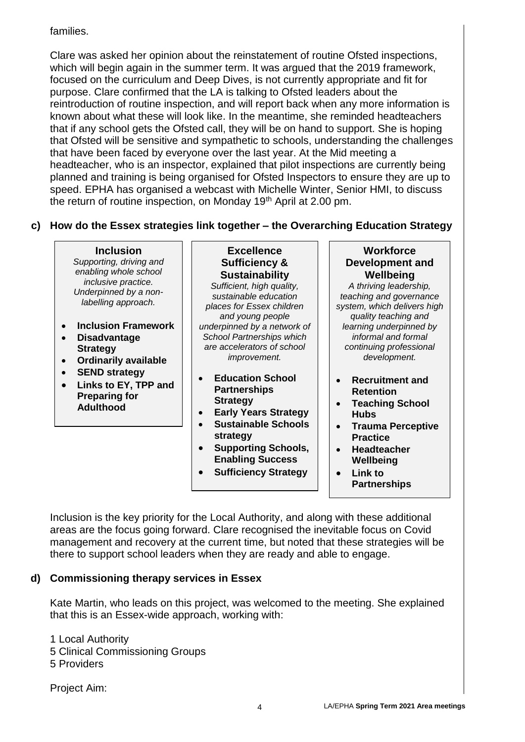families.

Clare was asked her opinion about the reinstatement of routine Ofsted inspections, which will begin again in the summer term. It was argued that the 2019 framework, focused on the curriculum and Deep Dives, is not currently appropriate and fit for purpose. Clare confirmed that the LA is talking to Ofsted leaders about the reintroduction of routine inspection, and will report back when any more information is known about what these will look like. In the meantime, she reminded headteachers that if any school gets the Ofsted call, they will be on hand to support. She is hoping that Ofsted will be sensitive and sympathetic to schools, understanding the challenges that have been faced by everyone over the last year. At the Mid meeting a headteacher, who is an inspector, explained that pilot inspections are currently being planned and training is being organised for Ofsted Inspectors to ensure they are up to speed. EPHA has organised a webcast with Michelle Winter, Senior HMI, to discuss the return of routine inspection, on Monday 19th April at 2.00 pm.

### c) How do the Essex strategies link together – the Overarching Education Strategy

**Inclusion**

*Supporting, driving and enabling whole school inclusive practice. Underpinned by a non-labelling approach.*

- **Inclusion Framework**
- **Disadvantage Strategy**
- **Ordinarily available**
- **SEND strategy**
- **Links to EY, TPP and Preparing for Adulthood**

**Excellence Sufficiency & Sustainability**

*Sufficient, high quality, sustainable education places for Essex children and young people underpinned by a network of School Partnerships which are accelerators of school improvement.*

- **Education School Partnerships Strategy**
- **Early Years Strategy**
- **Sustainable Schools strategy**
- **Supporting Schools, Enabling Success**
- **Sufficiency Strategy**

**Workforce Development and Wellbeing**

*A thriving leadership, teaching and governance system, which delivers high quality teaching and learning underpinned by informal and formal continuing professional development.*

- **Recruitment and Retention**
- **Teaching School Hubs**
- **Trauma Perceptive Practice**
- **Headteacher Wellbeing**
- **Link to Partnerships**

Inclusion is the key priority for the Local Authority, and along with these additional areas are the focus going forward. Clare recognised the inevitable focus on Covid management and recovery at the current time, but noted that these strategies will be there to support school leaders when they are ready and able to engage.

### d) Commissioning therapy services in Essex

Kate Martin, who leads on this project, was welcomed to the meeting. She explained that this is an Essex-wide approach, working with:

1 Local Authority
5 Clinical Commissioning Groups
5 Providers

Project Aim: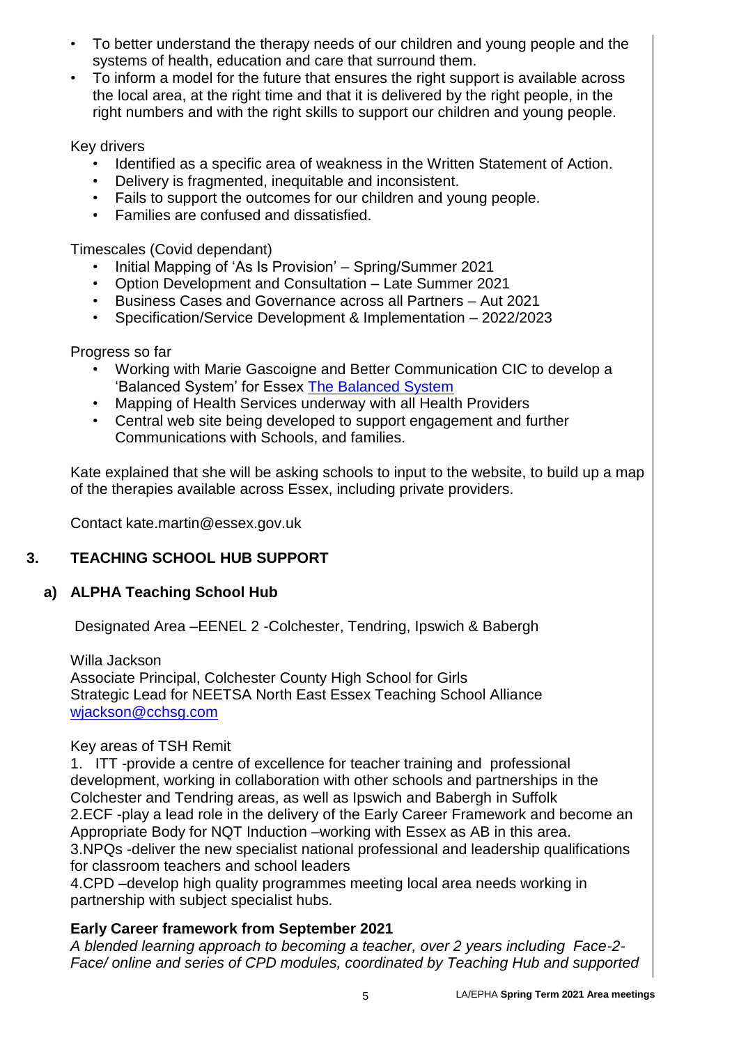- To better understand the therapy needs of our children and young people and the systems of health, education and care that surround them.
- To inform a model for the future that ensures the right support is available across the local area, at the right time and that it is delivered by the right people, in the right numbers and with the right skills to support our children and young people.

Key drivers

- Identified as a specific area of weakness in the Written Statement of Action.
- Delivery is fragmented, inequitable and inconsistent.
- Fails to support the outcomes for our children and young people.
- Families are confused and dissatisfied.

Timescales (Covid dependant)

- Initial Mapping of 'As Is Provision' – Spring/Summer 2021
- Option Development and Consultation – Late Summer 2021
- Business Cases and Governance across all Partners – Aut 2021
- Specification/Service Development & Implementation – 2022/2023

Progress so far

- Working with Marie Gascoigne and Better Communication CIC to develop a 'Balanced System' for Essex [The Balanced System]
- Mapping of Health Services underway with all Health Providers
- Central web site being developed to support engagement and further Communications with Schools, and families.

Kate explained that she will be asking schools to input to the website, to build up a map of the therapies available across Essex, including private providers.

Contact kate.martin@essex.gov.uk

## 3. TEACHING SCHOOL HUB SUPPORT

### a) ALPHA Teaching School Hub

Designated Area –EENEL 2 -Colchester, Tendring, Ipswich & Babergh

Willa Jackson
Associate Principal, Colchester County High School for Girls
Strategic Lead for NEETSA North East Essex Teaching School Alliance
wjackson@cchsg.com

Key areas of TSH Remit

1. ITT -provide a centre of excellence for teacher training and professional development, working in collaboration with other schools and partnerships in the Colchester and Tendring areas, as well as Ipswich and Babergh in Suffolk
2. ECF -play a lead role in the delivery of the Early Career Framework and become an Appropriate Body for NQT Induction –working with Essex as AB in this area.
3. NPQs -deliver the new specialist national professional and leadership qualifications for classroom teachers and school leaders
4. CPD –develop high quality programmes meeting local area needs working in partnership with subject specialist hubs.

**Early Career framework from September 2021**

*A blended learning approach to becoming a teacher, over 2 years including Face-2-Face/ online and series of CPD modules, coordinated by Teaching Hub and supported*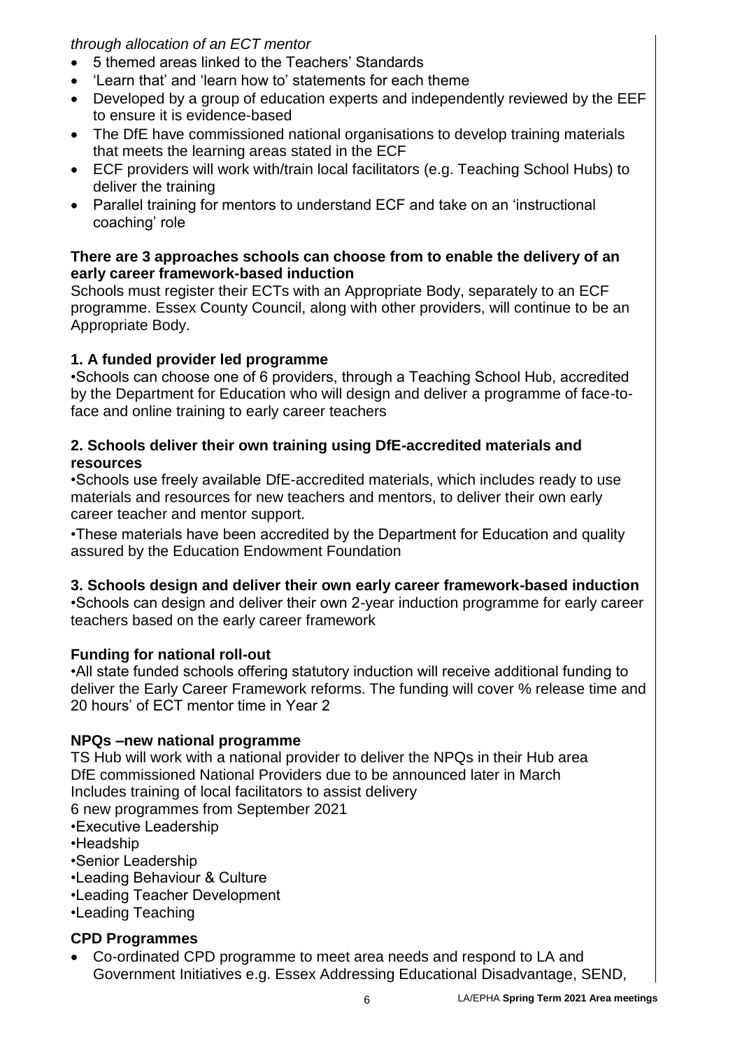*through allocation of an ECT mentor*

- 5 themed areas linked to the Teachers' Standards
- 'Learn that' and 'learn how to' statements for each theme
- Developed by a group of education experts and independently reviewed by the EEF to ensure it is evidence-based
- The DfE have commissioned national organisations to develop training materials that meets the learning areas stated in the ECF
- ECF providers will work with/train local facilitators (e.g. Teaching School Hubs) to deliver the training
- Parallel training for mentors to understand ECF and take on an 'instructional coaching' role

**There are 3 approaches schools can choose from to enable the delivery of an early career framework-based induction**

Schools must register their ECTs with an Appropriate Body, separately to an ECF programme. Essex County Council, along with other providers, will continue to be an Appropriate Body.

**1. A funded provider led programme**

•Schools can choose one of 6 providers, through a Teaching School Hub, accredited by the Department for Education who will design and deliver a programme of face-to-face and online training to early career teachers

**2. Schools deliver their own training using DfE-accredited materials and resources**

•Schools use freely available DfE-accredited materials, which includes ready to use materials and resources for new teachers and mentors, to deliver their own early career teacher and mentor support.

•These materials have been accredited by the Department for Education and quality assured by the Education Endowment Foundation

**3. Schools design and deliver their own early career framework-based induction**

•Schools can design and deliver their own 2-year induction programme for early career teachers based on the early career framework

**Funding for national roll-out**

•All state funded schools offering statutory induction will receive additional funding to deliver the Early Career Framework reforms. The funding will cover % release time and 20 hours' of ECT mentor time in Year 2

**NPQs –new national programme**

TS Hub will work with a national provider to deliver the NPQs in their Hub area
DfE commissioned National Providers due to be announced later in March
Includes training of local facilitators to assist delivery
6 new programmes from September 2021

•Executive Leadership
•Headship
•Senior Leadership
•Leading Behaviour & Culture
•Leading Teacher Development
•Leading Teaching

**CPD Programmes**

- Co-ordinated CPD programme to meet area needs and respond to LA and Government Initiatives e.g. Essex Addressing Educational Disadvantage, SEND,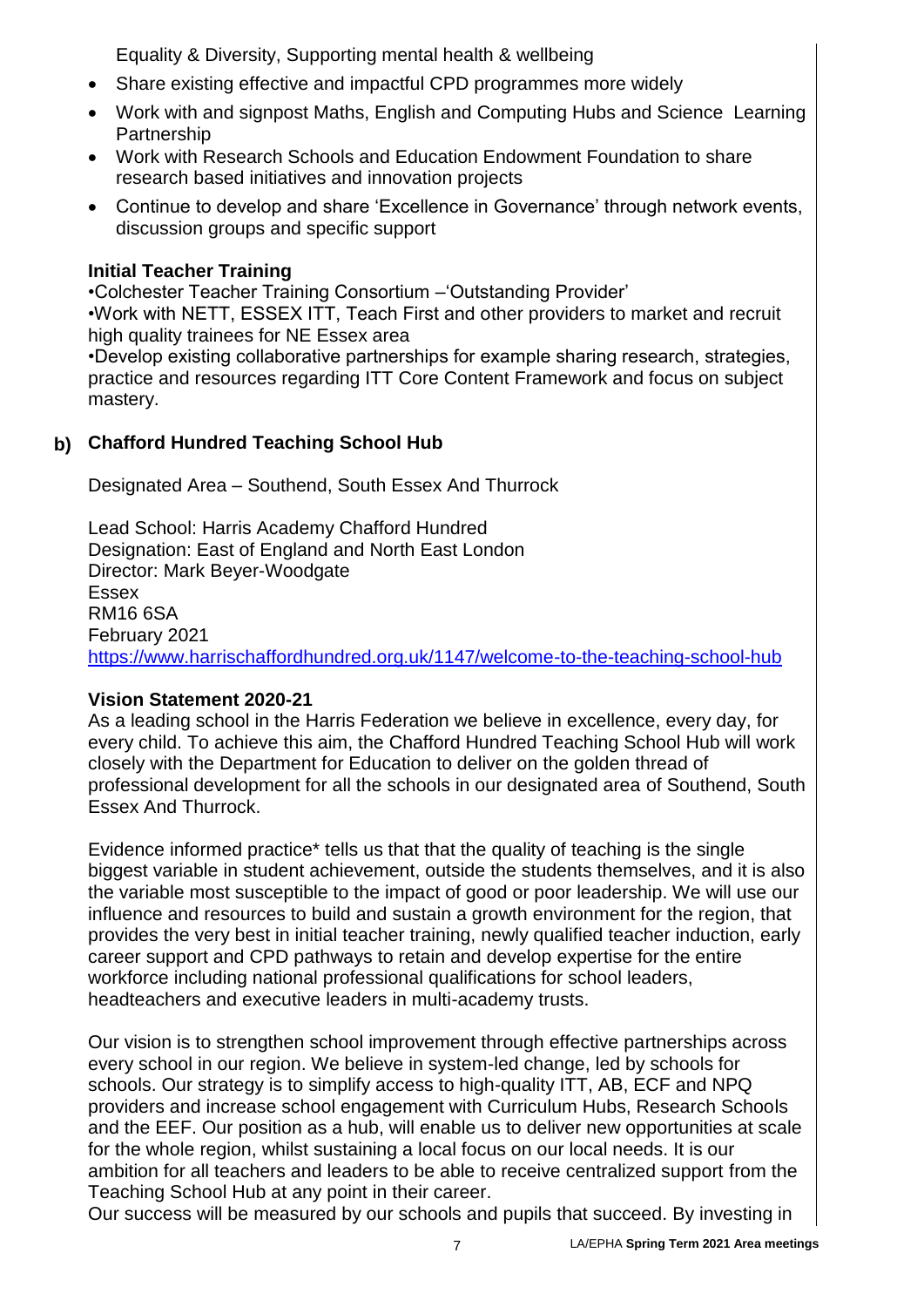Equality & Diversity, Supporting mental health & wellbeing

- Share existing effective and impactful CPD programmes more widely
- Work with and signpost Maths, English and Computing Hubs and Science Learning Partnership
- Work with Research Schools and Education Endowment Foundation to share research based initiatives and innovation projects
- Continue to develop and share 'Excellence in Governance' through network events, discussion groups and specific support

**Initial Teacher Training**

•Colchester Teacher Training Consortium –'Outstanding Provider'
•Work with NETT, ESSEX ITT, Teach First and other providers to market and recruit high quality trainees for NE Essex area
•Develop existing collaborative partnerships for example sharing research, strategies, practice and resources regarding ITT Core Content Framework and focus on subject mastery.

**b) Chafford Hundred Teaching School Hub**

Designated Area – Southend, South Essex And Thurrock

Lead School: Harris Academy Chafford Hundred
Designation: East of England and North East London
Director: Mark Beyer-Woodgate
Essex
RM16 6SA
February 2021
https://www.harrischaffordhundred.org.uk/1147/welcome-to-the-teaching-school-hub

**Vision Statement 2020-21**

As a leading school in the Harris Federation we believe in excellence, every day, for every child. To achieve this aim, the Chafford Hundred Teaching School Hub will work closely with the Department for Education to deliver on the golden thread of professional development for all the schools in our designated area of Southend, South Essex And Thurrock.

Evidence informed practice* tells us that that the quality of teaching is the single biggest variable in student achievement, outside the students themselves, and it is also the variable most susceptible to the impact of good or poor leadership. We will use our influence and resources to build and sustain a growth environment for the region, that provides the very best in initial teacher training, newly qualified teacher induction, early career support and CPD pathways to retain and develop expertise for the entire workforce including national professional qualifications for school leaders, headteachers and executive leaders in multi-academy trusts.

Our vision is to strengthen school improvement through effective partnerships across every school in our region. We believe in system-led change, led by schools for schools. Our strategy is to simplify access to high-quality ITT, AB, ECF and NPQ providers and increase school engagement with Curriculum Hubs, Research Schools and the EEF. Our position as a hub, will enable us to deliver new opportunities at scale for the whole region, whilst sustaining a local focus on our local needs. It is our ambition for all teachers and leaders to be able to receive centralized support from the Teaching School Hub at any point in their career.
Our success will be measured by our schools and pupils that succeed. By investing in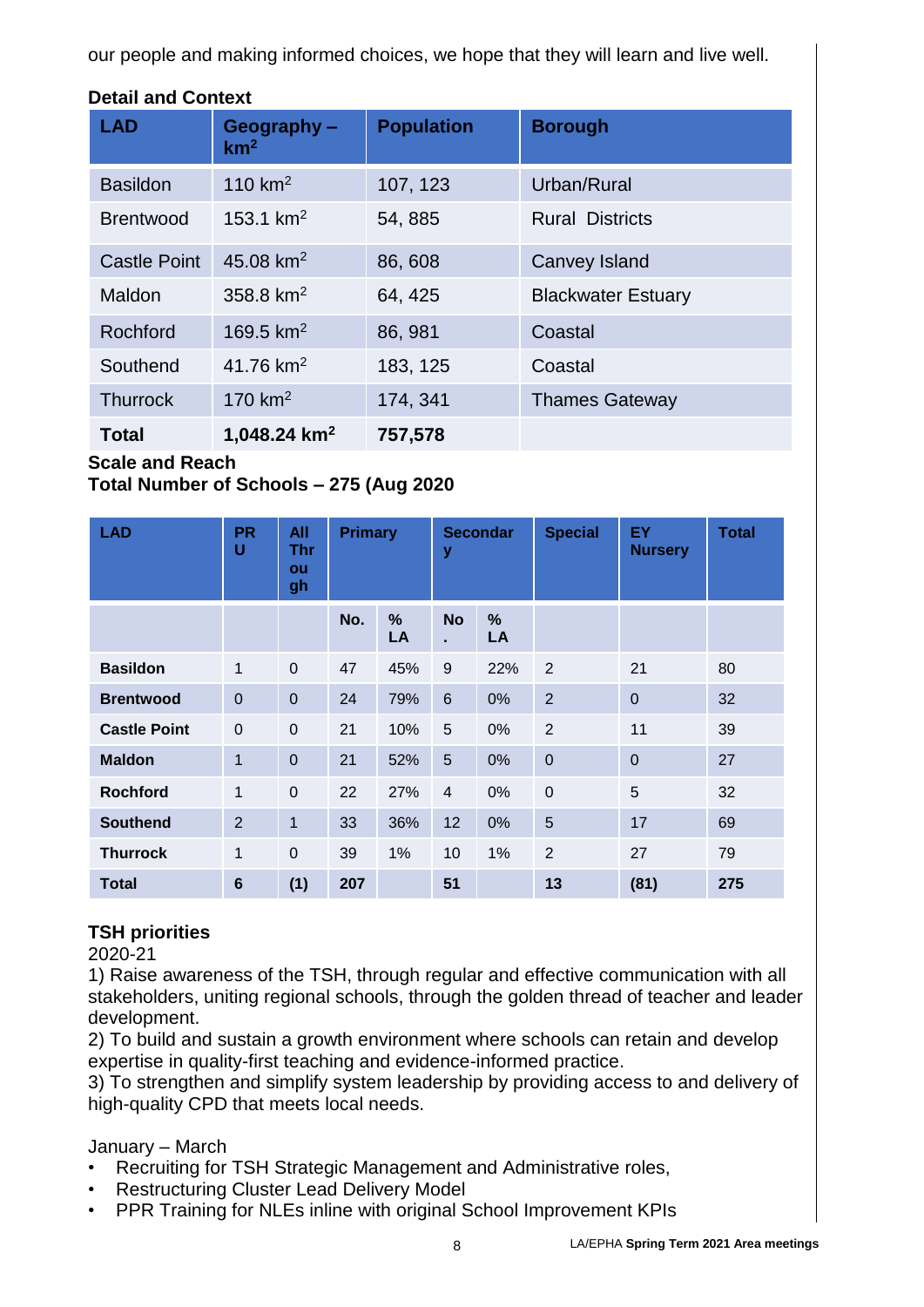our people and making informed choices, we hope that they will learn and live well.

**Detail and Context**

| LAD | Geography – km$^2$ | Population | Borough |
|---|---|---|---|
| Basildon | 110 km$^2$ | 107, 123 | Urban/Rural |
| Brentwood | 153.1 km$^2$ | 54, 885 | Rural Districts |
| Castle Point | 45.08 km$^2$ | 86, 608 | Canvey Island |
| Maldon | 358.8 km$^2$ | 64, 425 | Blackwater Estuary |
| Rochford | 169.5 km$^2$ | 86, 981 | Coastal |
| Southend | 41.76 km$^2$ | 183, 125 | Coastal |
| Thurrock | 170 km$^2$ | 174, 341 | Thames Gateway |
| **Total** | **1,048.24 km$^2$** | **757,578** | |

**Scale and Reach**
**Total Number of Schools – 275 (Aug 2020**

| LAD | PRU | All Through | Primary | | Secondary | | Special | EY Nursery | Total |
|---|---|---|---|---|---|---|---|---|---|
| | | | No. | % LA | No. | % LA | | | |
| **Basildon** | 1 | 0 | 47 | 45% | 9 | 22% | 2 | 21 | 80 |
| **Brentwood** | 0 | 0 | 24 | 79% | 6 | 0% | 2 | 0 | 32 |
| **Castle Point** | 0 | 0 | 21 | 10% | 5 | 0% | 2 | 11 | 39 |
| **Maldon** | 1 | 0 | 21 | 52% | 5 | 0% | 0 | 0 | 27 |
| **Rochford** | 1 | 0 | 22 | 27% | 4 | 0% | 0 | 5 | 32 |
| **Southend** | 2 | 1 | 33 | 36% | 12 | 0% | 5 | 17 | 69 |
| **Thurrock** | 1 | 0 | 39 | 1% | 10 | 1% | 2 | 27 | 79 |
| **Total** | **6** | **(1)** | **207** | | **51** | | **13** | **(81)** | **275** |

**TSH priorities**
2020-21
1) Raise awareness of the TSH, through regular and effective communication with all stakeholders, uniting regional schools, through the golden thread of teacher and leader development.
2) To build and sustain a growth environment where schools can retain and develop expertise in quality-first teaching and evidence-informed practice.
3) To strengthen and simplify system leadership by providing access to and delivery of high-quality CPD that meets local needs.

January – March

- Recruiting for TSH Strategic Management and Administrative roles,
- Restructuring Cluster Lead Delivery Model
- PPR Training for NLEs inline with original School Improvement KPIs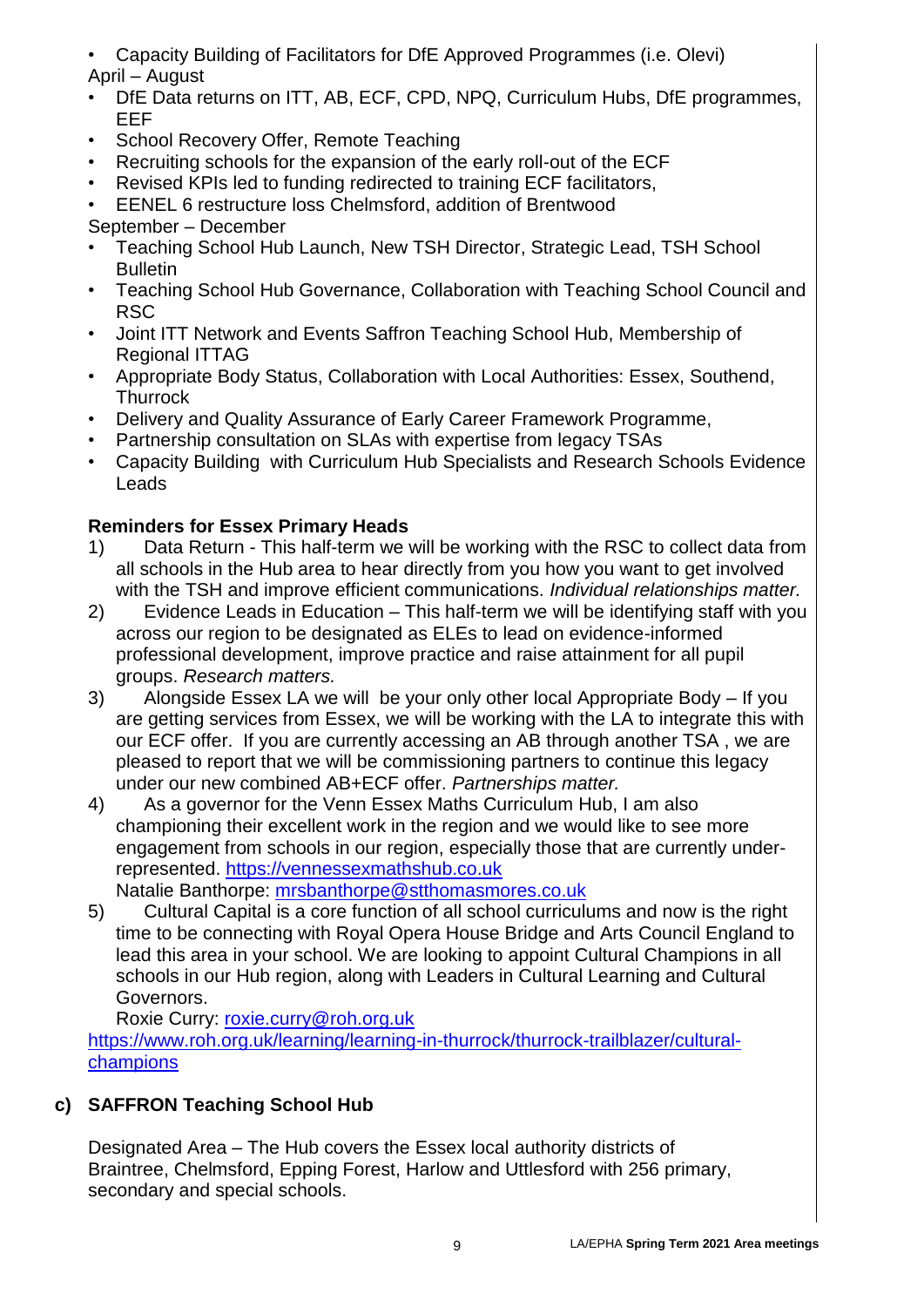- Capacity Building of Facilitators for DfE Approved Programmes (i.e. Olevi)

April – August

- DfE Data returns on ITT, AB, ECF, CPD, NPQ, Curriculum Hubs, DfE programmes, EEF
- School Recovery Offer, Remote Teaching
- Recruiting schools for the expansion of the early roll-out of the ECF
- Revised KPIs led to funding redirected to training ECF facilitators,
- EENEL 6 restructure loss Chelmsford, addition of Brentwood

September – December

- Teaching School Hub Launch, New TSH Director, Strategic Lead, TSH School Bulletin
- Teaching School Hub Governance, Collaboration with Teaching School Council and RSC
- Joint ITT Network and Events Saffron Teaching School Hub, Membership of Regional ITTAG
- Appropriate Body Status, Collaboration with Local Authorities: Essex, Southend, Thurrock
- Delivery and Quality Assurance of Early Career Framework Programme,
- Partnership consultation on SLAs with expertise from legacy TSAs
- Capacity Building with Curriculum Hub Specialists and Research Schools Evidence Leads

**Reminders for Essex Primary Heads**

1) Data Return - This half-term we will be working with the RSC to collect data from all schools in the Hub area to hear directly from you how you want to get involved with the TSH and improve efficient communications. *Individual relationships matter.*
2) Evidence Leads in Education – This half-term we will be identifying staff with you across our region to be designated as ELEs to lead on evidence-informed professional development, improve practice and raise attainment for all pupil groups. *Research matters.*
3) Alongside Essex LA we will be your only other local Appropriate Body – If you are getting services from Essex, we will be working with the LA to integrate this with our ECF offer. If you are currently accessing an AB through another TSA , we are pleased to report that we will be commissioning partners to continue this legacy under our new combined AB+ECF offer. *Partnerships matter.*
4) As a governor for the Venn Essex Maths Curriculum Hub, I am also championing their excellent work in the region and we would like to see more engagement from schools in our region, especially those that are currently under-represented. https://vennessexmathshub.co.uk
   Natalie Banthorpe: mrsbanthorpe@stthomasmores.co.uk
5) Cultural Capital is a core function of all school curriculums and now is the right time to be connecting with Royal Opera House Bridge and Arts Council England to lead this area in your school. We are looking to appoint Cultural Champions in all schools in our Hub region, along with Leaders in Cultural Learning and Cultural Governors.
   Roxie Curry: roxie.curry@roh.org.uk

https://www.roh.org.uk/learning/learning-in-thurrock/thurrock-trailblazer/cultural-champions

## c) SAFFRON Teaching School Hub

Designated Area – The Hub covers the Essex local authority districts of Braintree, Chelmsford, Epping Forest, Harlow and Uttlesford with 256 primary, secondary and special schools.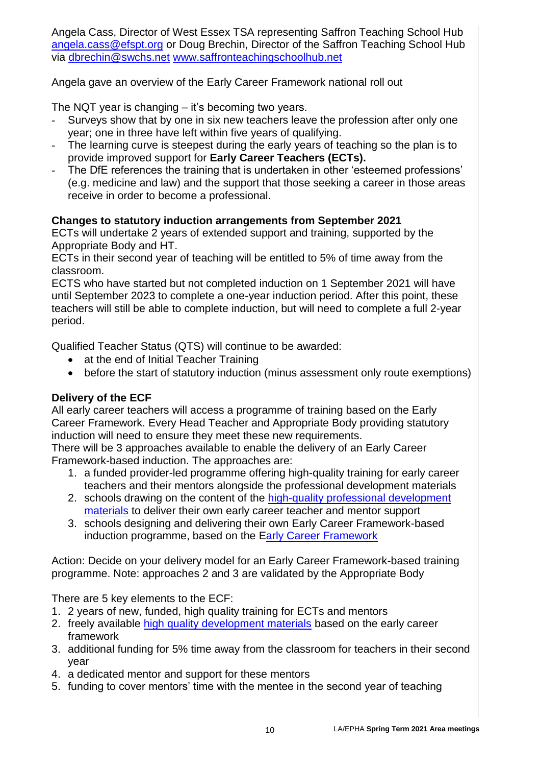Angela Cass, Director of West Essex TSA representing Saffron Teaching School Hub angela.cass@efspt.org or Doug Brechin, Director of the Saffron Teaching School Hub via dbrechin@swchs.net www.saffronteachingschoolhub.net

Angela gave an overview of the Early Career Framework national roll out

The NQT year is changing – it's becoming two years.

- Surveys show that by one in six new teachers leave the profession after only one year; one in three have left within five years of qualifying.
- The learning curve is steepest during the early years of teaching so the plan is to provide improved support for **Early Career Teachers (ECTs).**
- The DfE references the training that is undertaken in other 'esteemed professions' (e.g. medicine and law) and the support that those seeking a career in those areas receive in order to become a professional.

**Changes to statutory induction arrangements from September 2021**

ECTs will undertake 2 years of extended support and training, supported by the Appropriate Body and HT.

ECTs in their second year of teaching will be entitled to 5% of time away from the classroom.

ECTS who have started but not completed induction on 1 September 2021 will have until September 2023 to complete a one-year induction period. After this point, these teachers will still be able to complete induction, but will need to complete a full 2-year period.

Qualified Teacher Status (QTS) will continue to be awarded:

- at the end of Initial Teacher Training
- before the start of statutory induction (minus assessment only route exemptions)

**Delivery of the ECF**

All early career teachers will access a programme of training based on the Early Career Framework. Every Head Teacher and Appropriate Body providing statutory induction will need to ensure they meet these new requirements.

There will be 3 approaches available to enable the delivery of an Early Career Framework-based induction. The approaches are:

1. a funded provider-led programme offering high-quality training for early career teachers and their mentors alongside the professional development materials
2. schools drawing on the content of the high-quality professional development materials to deliver their own early career teacher and mentor support
3. schools designing and delivering their own Early Career Framework-based induction programme, based on the Early Career Framework

Action: Decide on your delivery model for an Early Career Framework-based training programme. Note: approaches 2 and 3 are validated by the Appropriate Body

There are 5 key elements to the ECF:

1. 2 years of new, funded, high quality training for ECTs and mentors
2. freely available high quality development materials based on the early career framework
3. additional funding for 5% time away from the classroom for teachers in their second year
4. a dedicated mentor and support for these mentors
5. funding to cover mentors' time with the mentee in the second year of teaching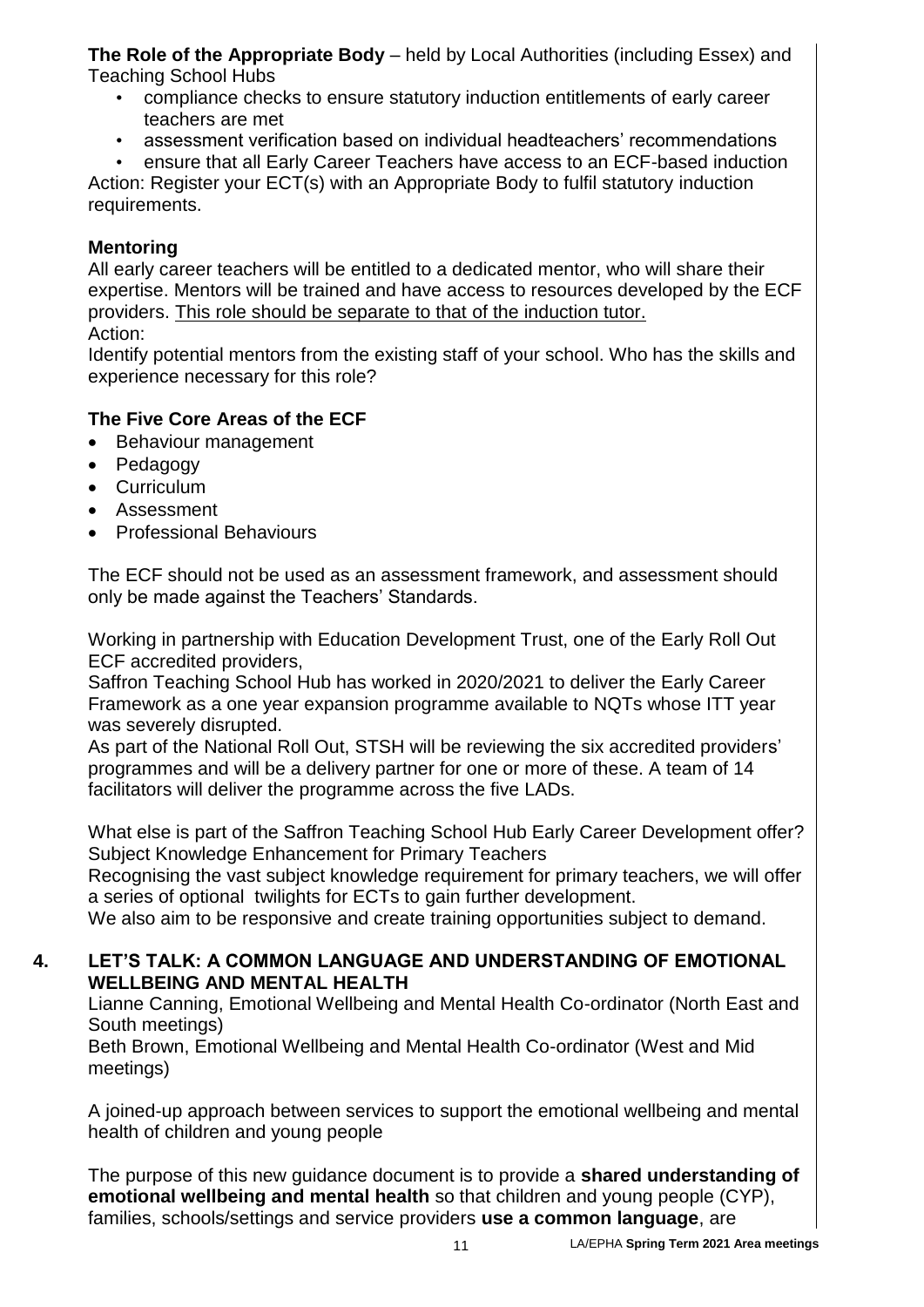**The Role of the Appropriate Body** – held by Local Authorities (including Essex) and Teaching School Hubs

- compliance checks to ensure statutory induction entitlements of early career teachers are met
- assessment verification based on individual headteachers' recommendations
- ensure that all Early Career Teachers have access to an ECF-based induction

Action: Register your ECT(s) with an Appropriate Body to fulfil statutory induction requirements.

**Mentoring**

All early career teachers will be entitled to a dedicated mentor, who will share their expertise. Mentors will be trained and have access to resources developed by the ECF providers. <u>This role should be separate to that of the induction tutor.</u>

Action:

Identify potential mentors from the existing staff of your school. Who has the skills and experience necessary for this role?

**The Five Core Areas of the ECF**

- Behaviour management
- Pedagogy
- Curriculum
- Assessment
- Professional Behaviours

The ECF should not be used as an assessment framework, and assessment should only be made against the Teachers' Standards.

Working in partnership with Education Development Trust, one of the Early Roll Out ECF accredited providers,

Saffron Teaching School Hub has worked in 2020/2021 to deliver the Early Career Framework as a one year expansion programme available to NQTs whose ITT year was severely disrupted.

As part of the National Roll Out, STSH will be reviewing the six accredited providers' programmes and will be a delivery partner for one or more of these. A team of 14 facilitators will deliver the programme across the five LADs.

What else is part of the Saffron Teaching School Hub Early Career Development offer?

Subject Knowledge Enhancement for Primary Teachers

Recognising the vast subject knowledge requirement for primary teachers, we will offer a series of optional twilights for ECTs to gain further development.

We also aim to be responsive and create training opportunities subject to demand.

## 4. LET'S TALK: A COMMON LANGUAGE AND UNDERSTANDING OF EMOTIONAL WELLBEING AND MENTAL HEALTH

Lianne Canning, Emotional Wellbeing and Mental Health Co-ordinator (North East and South meetings)

Beth Brown, Emotional Wellbeing and Mental Health Co-ordinator (West and Mid meetings)

A joined-up approach between services to support the emotional wellbeing and mental health of children and young people

The purpose of this new guidance document is to provide a **shared understanding of emotional wellbeing and mental health** so that children and young people (CYP), families, schools/settings and service providers **use a common language**, are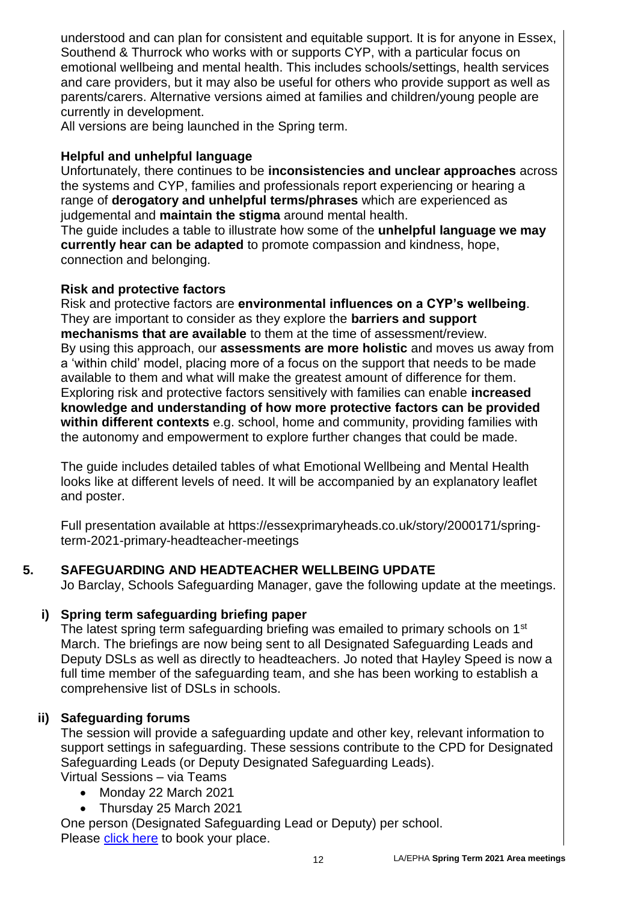understood and can plan for consistent and equitable support. It is for anyone in Essex, Southend & Thurrock who works with or supports CYP, with a particular focus on emotional wellbeing and mental health. This includes schools/settings, health services and care providers, but it may also be useful for others who provide support as well as parents/carers. Alternative versions aimed at families and children/young people are currently in development.
All versions are being launched in the Spring term.

**Helpful and unhelpful language**

Unfortunately, there continues to be **inconsistencies and unclear approaches** across the systems and CYP, families and professionals report experiencing or hearing a range of **derogatory and unhelpful terms/phrases** which are experienced as judgemental and **maintain the stigma** around mental health.
The guide includes a table to illustrate how some of the **unhelpful language we may currently hear can be adapted** to promote compassion and kindness, hope, connection and belonging.

**Risk and protective factors**

Risk and protective factors are **environmental influences on a CYP's wellbeing**. They are important to consider as they explore the **barriers and support mechanisms that are available** to them at the time of assessment/review.
By using this approach, our **assessments are more holistic** and moves us away from a 'within child' model, placing more of a focus on the support that needs to be made available to them and what will make the greatest amount of difference for them.
Exploring risk and protective factors sensitively with families can enable **increased knowledge and understanding of how more protective factors can be provided within different contexts** e.g. school, home and community, providing families with the autonomy and empowerment to explore further changes that could be made.

The guide includes detailed tables of what Emotional Wellbeing and Mental Health looks like at different levels of need. It will be accompanied by an explanatory leaflet and poster.

Full presentation available at https://essexprimaryheads.co.uk/story/2000171/spring-term-2021-primary-headteacher-meetings

## 5. SAFEGUARDING AND HEADTEACHER WELLBEING UPDATE

Jo Barclay, Schools Safeguarding Manager, gave the following update at the meetings.

### i) Spring term safeguarding briefing paper

The latest spring term safeguarding briefing was emailed to primary schools on 1st March. The briefings are now being sent to all Designated Safeguarding Leads and Deputy DSLs as well as directly to headteachers. Jo noted that Hayley Speed is now a full time member of the safeguarding team, and she has been working to establish a comprehensive list of DSLs in schools.

### ii) Safeguarding forums

The session will provide a safeguarding update and other key, relevant information to support settings in safeguarding. These sessions contribute to the CPD for Designated Safeguarding Leads (or Deputy Designated Safeguarding Leads).
Virtual Sessions – via Teams

- Monday 22 March 2021
- Thursday 25 March 2021

One person (Designated Safeguarding Lead or Deputy) per school.
Please click here to book your place.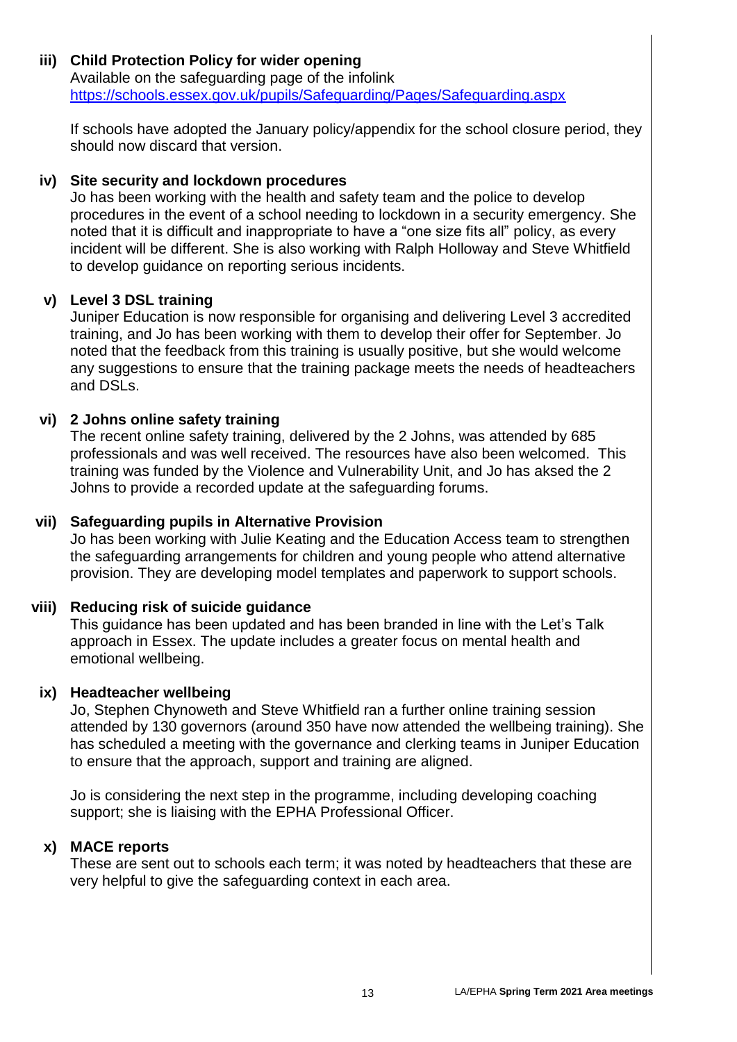**iii) Child Protection Policy for wider opening**

Available on the safeguarding page of the infolink
https://schools.essex.gov.uk/pupils/Safeguarding/Pages/Safeguarding.aspx

If schools have adopted the January policy/appendix for the school closure period, they should now discard that version.

**iv) Site security and lockdown procedures**

Jo has been working with the health and safety team and the police to develop procedures in the event of a school needing to lockdown in a security emergency. She noted that it is difficult and inappropriate to have a "one size fits all" policy, as every incident will be different. She is also working with Ralph Holloway and Steve Whitfield to develop guidance on reporting serious incidents.

**v) Level 3 DSL training**

Juniper Education is now responsible for organising and delivering Level 3 accredited training, and Jo has been working with them to develop their offer for September. Jo noted that the feedback from this training is usually positive, but she would welcome any suggestions to ensure that the training package meets the needs of headteachers and DSLs.

**vi) 2 Johns online safety training**

The recent online safety training, delivered by the 2 Johns, was attended by 685 professionals and was well received. The resources have also been welcomed. This training was funded by the Violence and Vulnerability Unit, and Jo has aksed the 2 Johns to provide a recorded update at the safeguarding forums.

**vii) Safeguarding pupils in Alternative Provision**

Jo has been working with Julie Keating and the Education Access team to strengthen the safeguarding arrangements for children and young people who attend alternative provision. They are developing model templates and paperwork to support schools.

**viii) Reducing risk of suicide guidance**

This guidance has been updated and has been branded in line with the Let's Talk approach in Essex. The update includes a greater focus on mental health and emotional wellbeing.

**ix) Headteacher wellbeing**

Jo, Stephen Chynoweth and Steve Whitfield ran a further online training session attended by 130 governors (around 350 have now attended the wellbeing training). She has scheduled a meeting with the governance and clerking teams in Juniper Education to ensure that the approach, support and training are aligned.

Jo is considering the next step in the programme, including developing coaching support; she is liaising with the EPHA Professional Officer.

**x) MACE reports**

These are sent out to schools each term; it was noted by headteachers that these are very helpful to give the safeguarding context in each area.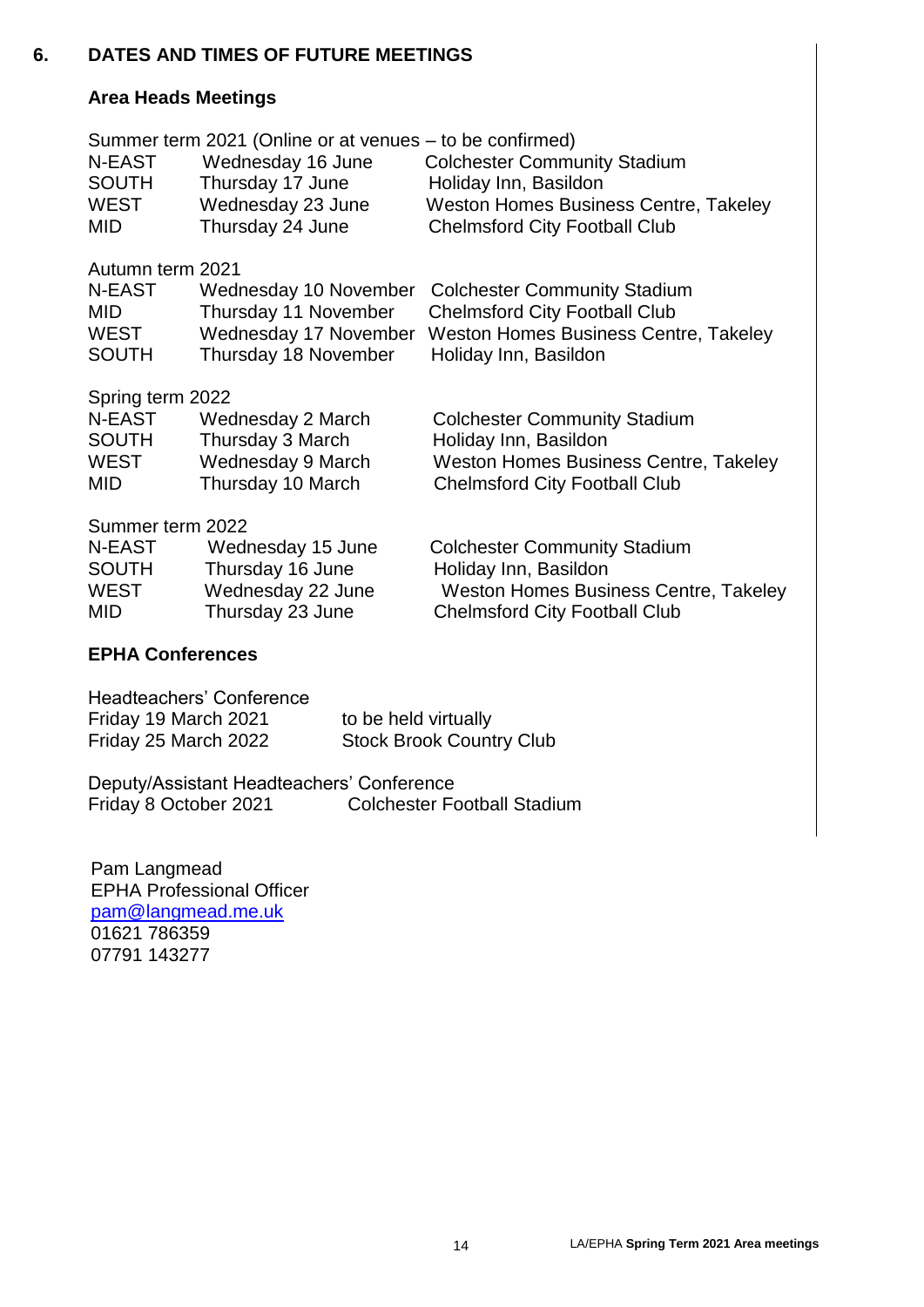## 6. DATES AND TIMES OF FUTURE MEETINGS

### Area Heads Meetings

Summer term 2021 (Online or at venues – to be confirmed)

| | | |
|---|---|---|
| N-EAST | Wednesday 16 June | Colchester Community Stadium |
| SOUTH | Thursday 17 June | Holiday Inn, Basildon |
| WEST | Wednesday 23 June | Weston Homes Business Centre, Takeley |
| MID | Thursday 24 June | Chelmsford City Football Club |

Autumn term 2021

| | | |
|---|---|---|
| N-EAST | Wednesday 10 November | Colchester Community Stadium |
| MID | Thursday 11 November | Chelmsford City Football Club |
| WEST | Wednesday 17 November | Weston Homes Business Centre, Takeley |
| SOUTH | Thursday 18 November | Holiday Inn, Basildon |

Spring term 2022

| | | |
|---|---|---|
| N-EAST | Wednesday 2 March | Colchester Community Stadium |
| SOUTH | Thursday 3 March | Holiday Inn, Basildon |
| WEST | Wednesday 9 March | Weston Homes Business Centre, Takeley |
| MID | Thursday 10 March | Chelmsford City Football Club |

Summer term 2022

| | | |
|---|---|---|
| N-EAST | Wednesday 15 June | Colchester Community Stadium |
| SOUTH | Thursday 16 June | Holiday Inn, Basildon |
| WEST | Wednesday 22 June | Weston Homes Business Centre, Takeley |
| MID | Thursday 23 June | Chelmsford City Football Club |

### EPHA Conferences

Headteachers' Conference

| | |
|---|---|
| Friday 19 March 2021 | to be held virtually |
| Friday 25 March 2022 | Stock Brook Country Club |

Deputy/Assistant Headteachers' Conference

| | |
|---|---|
| Friday 8 October 2021 | Colchester Football Stadium |

Pam Langmead
EPHA Professional Officer
pam@langmead.me.uk
01621 786359
07791 143277